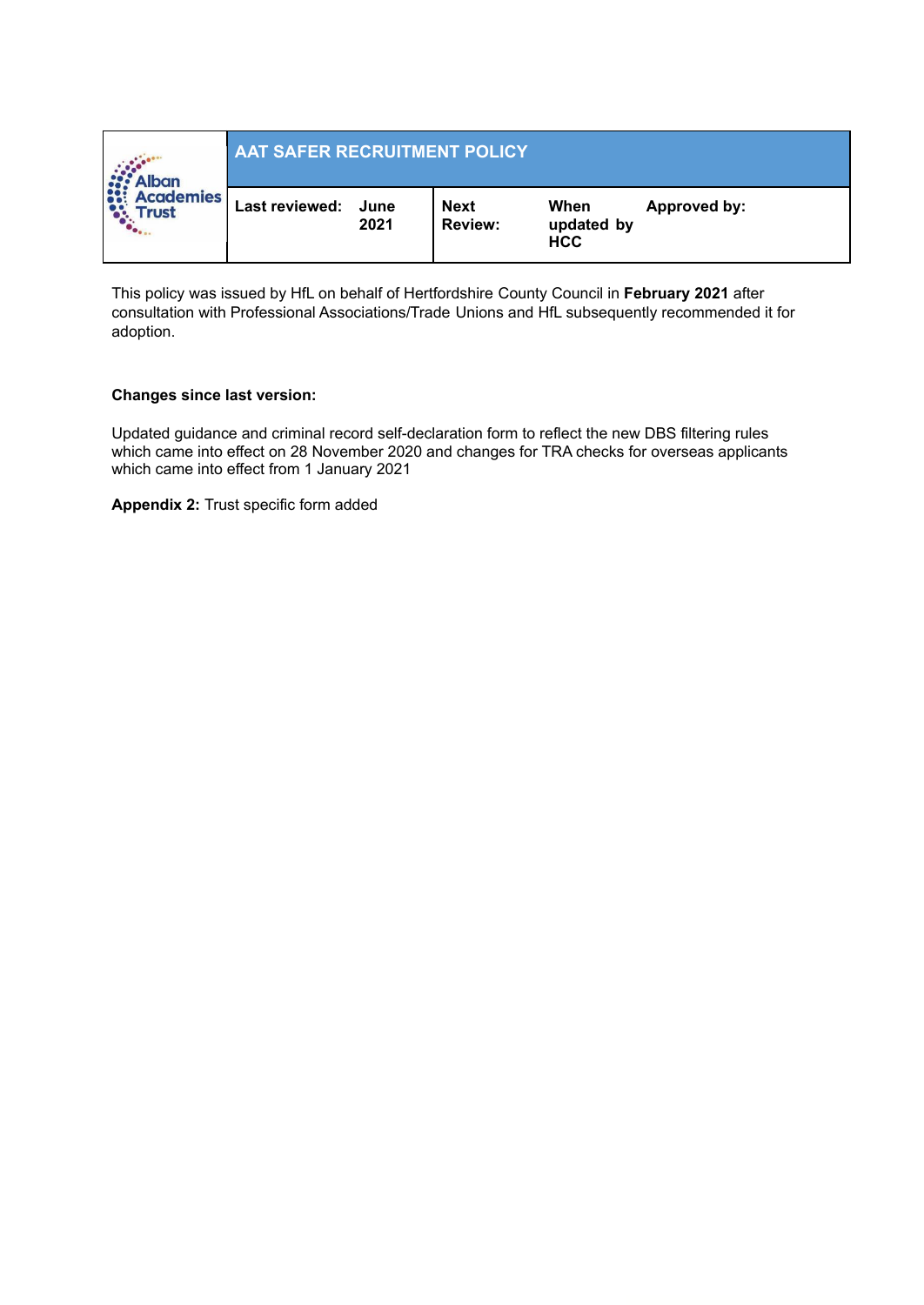| Alban Academies Trust | AAT SAFER RECRUITMENT POLICY | | | | |
|---|---|---|---|---|---|
| | **Last reviewed:** | **June 2021** | **Next Review:** | **When updated by HCC** | **Approved by:** |

This policy was issued by HfL on behalf of Hertfordshire County Council in **February 2021** after consultation with Professional Associations/Trade Unions and HfL subsequently recommended it for adoption.

**Changes since last version:**

Updated guidance and criminal record self-declaration form to reflect the new DBS filtering rules which came into effect on 28 November 2020 and changes for TRA checks for overseas applicants which came into effect from 1 January 2021

**Appendix 2:** Trust specific form added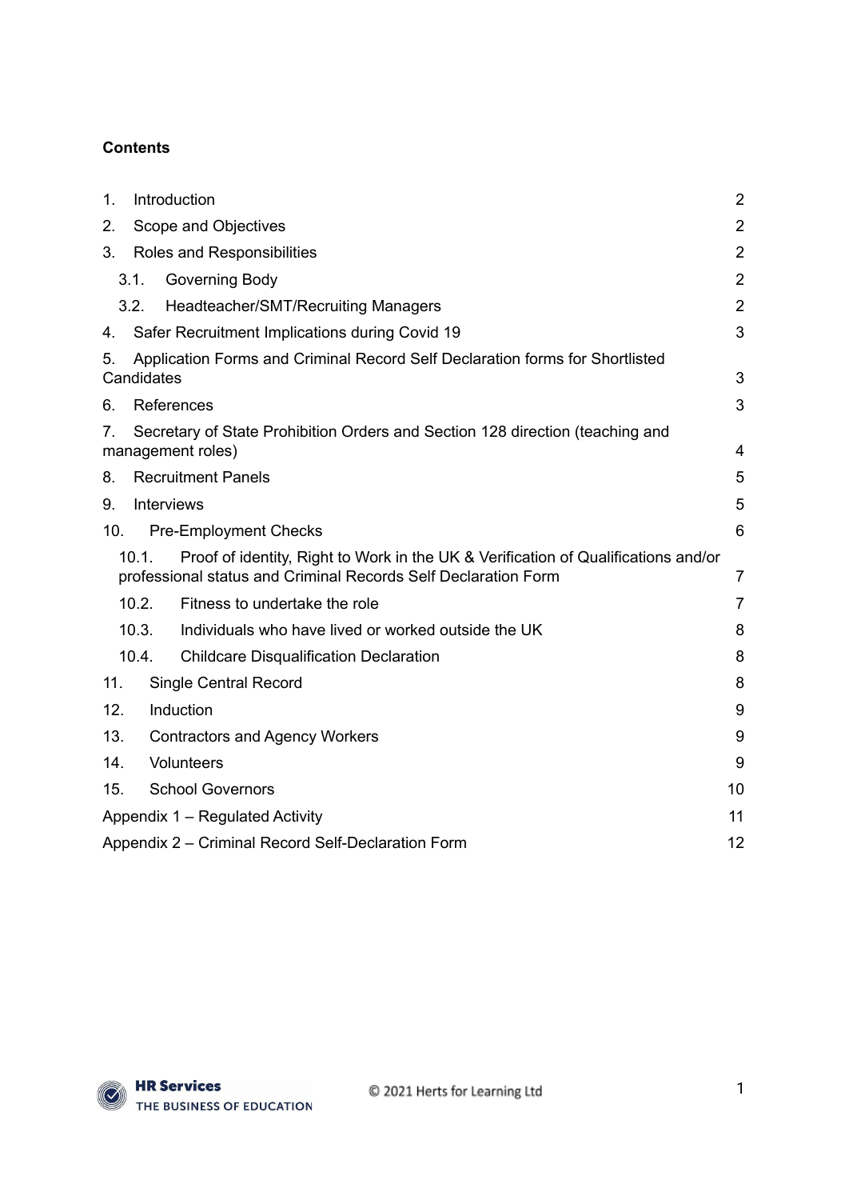**Contents**

| | |
|---|---|
| 1. Introduction | 2 |
| 2. Scope and Objectives | 2 |
| 3. Roles and Responsibilities | 2 |
| 3.1. Governing Body | 2 |
| 3.2. Headteacher/SMT/Recruiting Managers | 2 |
| 4. Safer Recruitment Implications during Covid 19 | 3 |
| 5. Application Forms and Criminal Record Self Declaration forms for Shortlisted Candidates | 3 |
| 6. References | 3 |
| 7. Secretary of State Prohibition Orders and Section 128 direction (teaching and management roles) | 4 |
| 8. Recruitment Panels | 5 |
| 9. Interviews | 5 |
| 10. Pre-Employment Checks | 6 |
| 10.1. Proof of identity, Right to Work in the UK & Verification of Qualifications and/or professional status and Criminal Records Self Declaration Form | 7 |
| 10.2. Fitness to undertake the role | 7 |
| 10.3. Individuals who have lived or worked outside the UK | 8 |
| 10.4. Childcare Disqualification Declaration | 8 |
| 11. Single Central Record | 8 |
| 12. Induction | 9 |
| 13. Contractors and Agency Workers | 9 |
| 14. Volunteers | 9 |
| 15. School Governors | 10 |
| Appendix 1 – Regulated Activity | 11 |
| Appendix 2 – Criminal Record Self-Declaration Form | 12 |

© 2021 Herts for Learning Ltd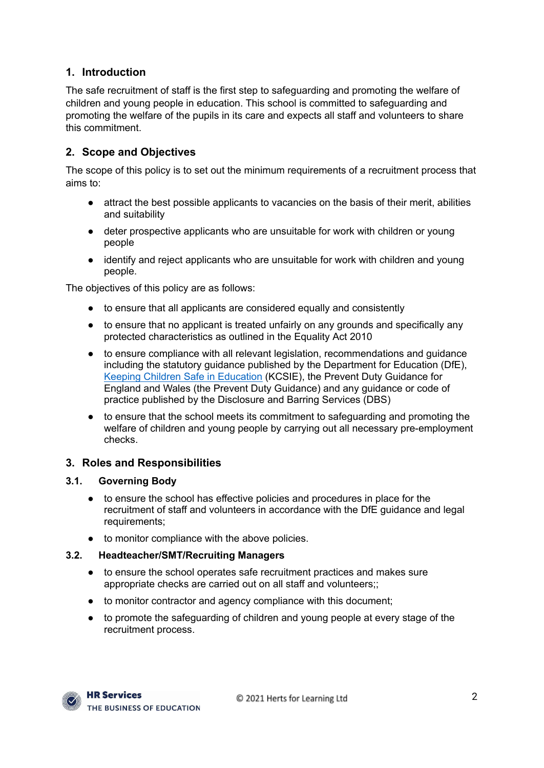## 1. Introduction

The safe recruitment of staff is the first step to safeguarding and promoting the welfare of children and young people in education. This school is committed to safeguarding and promoting the welfare of the pupils in its care and expects all staff and volunteers to share this commitment.

## 2. Scope and Objectives

The scope of this policy is to set out the minimum requirements of a recruitment process that aims to:

- attract the best possible applicants to vacancies on the basis of their merit, abilities and suitability
- deter prospective applicants who are unsuitable for work with children or young people
- identify and reject applicants who are unsuitable for work with children and young people.

The objectives of this policy are as follows:

- to ensure that all applicants are considered equally and consistently
- to ensure that no applicant is treated unfairly on any grounds and specifically any protected characteristics as outlined in the Equality Act 2010
- to ensure compliance with all relevant legislation, recommendations and guidance including the statutory guidance published by the Department for Education (DfE), Keeping Children Safe in Education (KCSIE), the Prevent Duty Guidance for England and Wales (the Prevent Duty Guidance) and any guidance or code of practice published by the Disclosure and Barring Services (DBS)
- to ensure that the school meets its commitment to safeguarding and promoting the welfare of children and young people by carrying out all necessary pre-employment checks.

## 3. Roles and Responsibilities

### 3.1. Governing Body

- to ensure the school has effective policies and procedures in place for the recruitment of staff and volunteers in accordance with the DfE guidance and legal requirements;
- to monitor compliance with the above policies.

### 3.2. Headteacher/SMT/Recruiting Managers

- to ensure the school operates safe recruitment practices and makes sure appropriate checks are carried out on all staff and volunteers;;
- to monitor contractor and agency compliance with this document;
- to promote the safeguarding of children and young people at every stage of the recruitment process.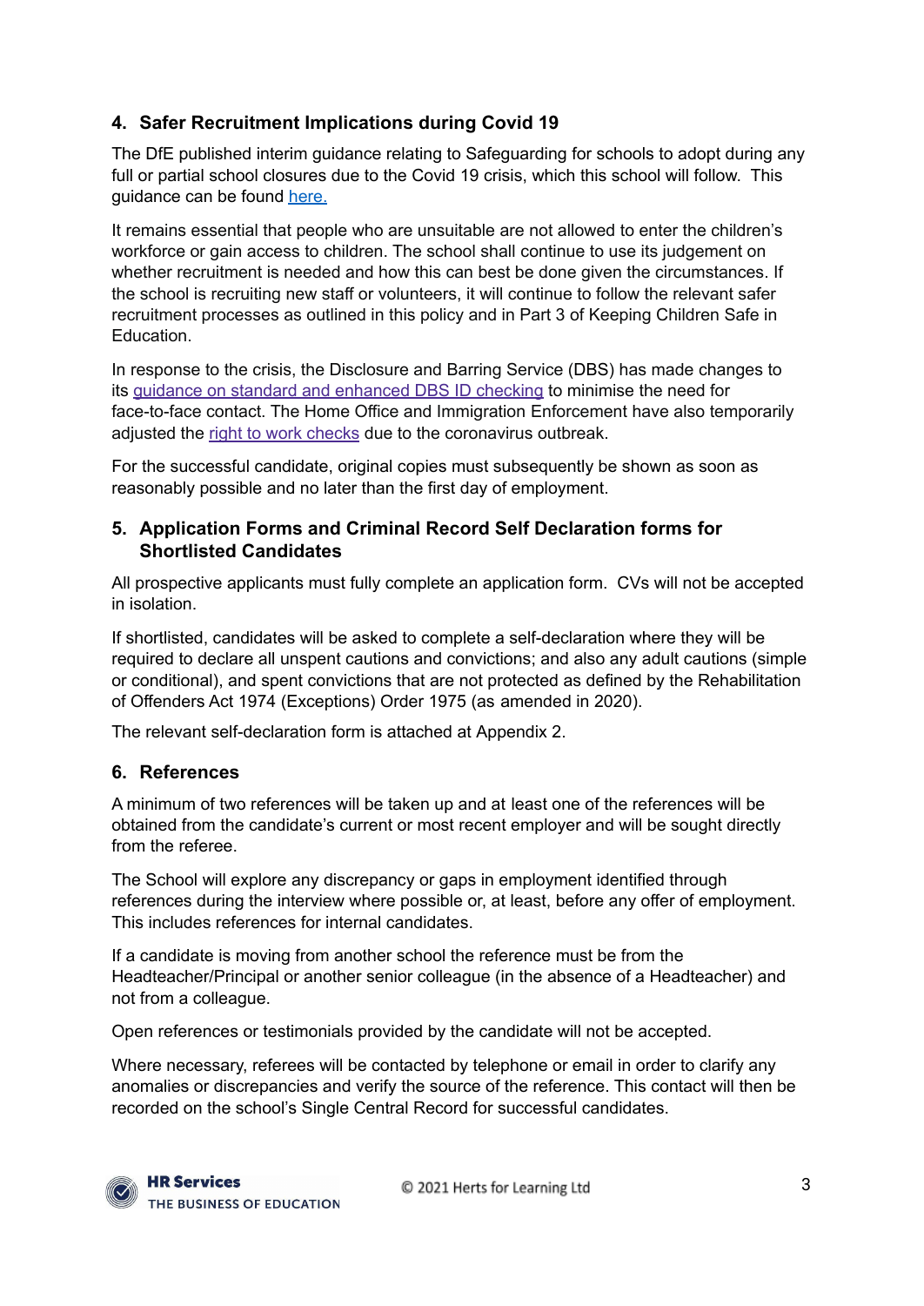## 4. Safer Recruitment Implications during Covid 19

The DfE published interim guidance relating to Safeguarding for schools to adopt during any full or partial school closures due to the Covid 19 crisis, which this school will follow. This guidance can be found here.

It remains essential that people who are unsuitable are not allowed to enter the children's workforce or gain access to children. The school shall continue to use its judgement on whether recruitment is needed and how this can best be done given the circumstances. If the school is recruiting new staff or volunteers, it will continue to follow the relevant safer recruitment processes as outlined in this policy and in Part 3 of Keeping Children Safe in Education.

In response to the crisis, the Disclosure and Barring Service (DBS) has made changes to its guidance on standard and enhanced DBS ID checking to minimise the need for face-to-face contact. The Home Office and Immigration Enforcement have also temporarily adjusted the right to work checks due to the coronavirus outbreak.

For the successful candidate, original copies must subsequently be shown as soon as reasonably possible and no later than the first day of employment.

## 5. Application Forms and Criminal Record Self Declaration forms for Shortlisted Candidates

All prospective applicants must fully complete an application form. CVs will not be accepted in isolation.

If shortlisted, candidates will be asked to complete a self-declaration where they will be required to declare all unspent cautions and convictions; and also any adult cautions (simple or conditional), and spent convictions that are not protected as defined by the Rehabilitation of Offenders Act 1974 (Exceptions) Order 1975 (as amended in 2020).

The relevant self-declaration form is attached at Appendix 2.

## 6. References

A minimum of two references will be taken up and at least one of the references will be obtained from the candidate's current or most recent employer and will be sought directly from the referee.

The School will explore any discrepancy or gaps in employment identified through references during the interview where possible or, at least, before any offer of employment. This includes references for internal candidates.

If a candidate is moving from another school the reference must be from the Headteacher/Principal or another senior colleague (in the absence of a Headteacher) and not from a colleague.

Open references or testimonials provided by the candidate will not be accepted.

Where necessary, referees will be contacted by telephone or email in order to clarify any anomalies or discrepancies and verify the source of the reference. This contact will then be recorded on the school's Single Central Record for successful candidates.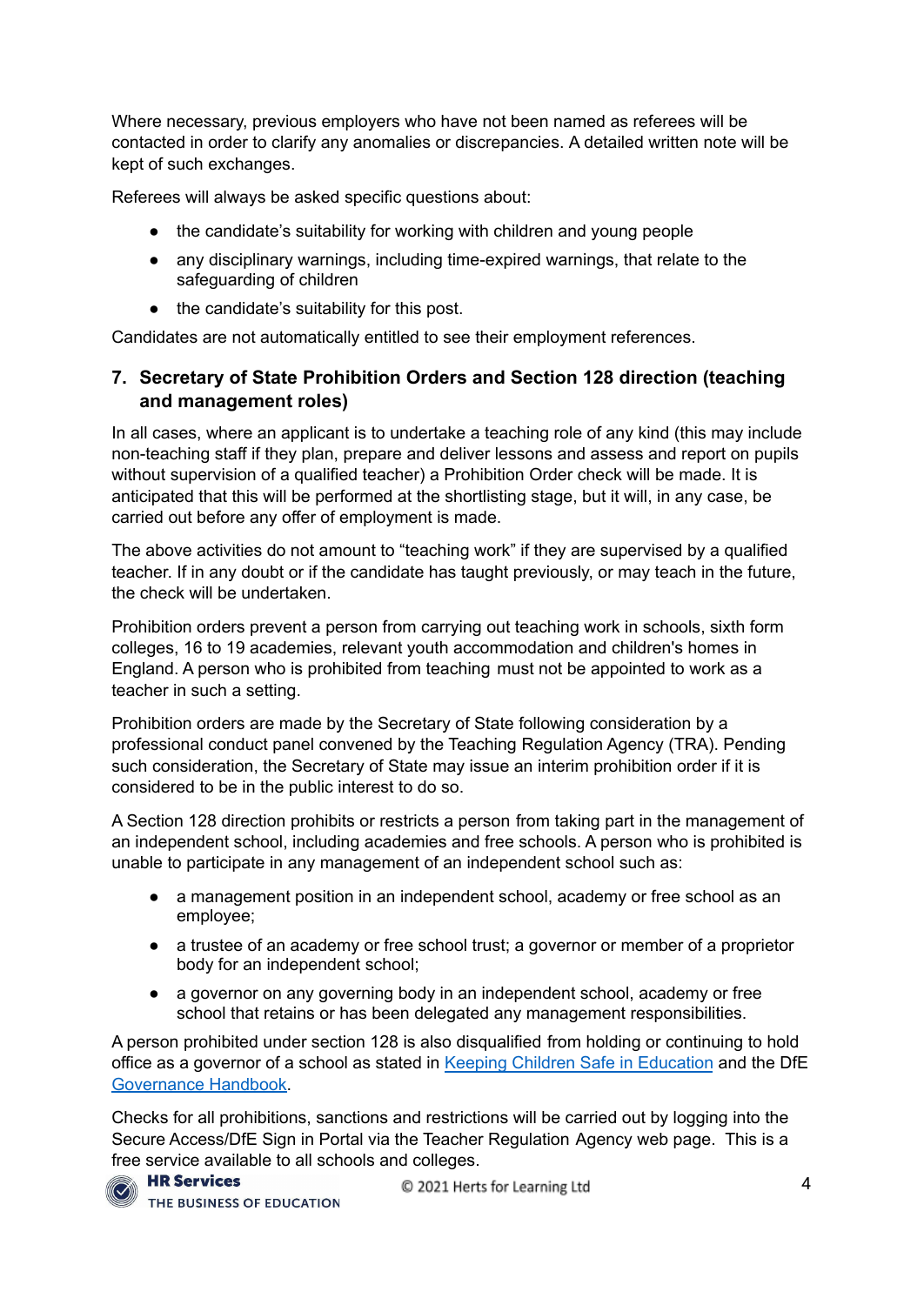Where necessary, previous employers who have not been named as referees will be contacted in order to clarify any anomalies or discrepancies. A detailed written note will be kept of such exchanges.

Referees will always be asked specific questions about:

- the candidate's suitability for working with children and young people
- any disciplinary warnings, including time-expired warnings, that relate to the safeguarding of children
- the candidate's suitability for this post.

Candidates are not automatically entitled to see their employment references.

## 7. Secretary of State Prohibition Orders and Section 128 direction (teaching and management roles)

In all cases, where an applicant is to undertake a teaching role of any kind (this may include non-teaching staff if they plan, prepare and deliver lessons and assess and report on pupils without supervision of a qualified teacher) a Prohibition Order check will be made. It is anticipated that this will be performed at the shortlisting stage, but it will, in any case, be carried out before any offer of employment is made.

The above activities do not amount to "teaching work" if they are supervised by a qualified teacher. If in any doubt or if the candidate has taught previously, or may teach in the future, the check will be undertaken.

Prohibition orders prevent a person from carrying out teaching work in schools, sixth form colleges, 16 to 19 academies, relevant youth accommodation and children's homes in England. A person who is prohibited from teaching must not be appointed to work as a teacher in such a setting.

Prohibition orders are made by the Secretary of State following consideration by a professional conduct panel convened by the Teaching Regulation Agency (TRA). Pending such consideration, the Secretary of State may issue an interim prohibition order if it is considered to be in the public interest to do so.

A Section 128 direction prohibits or restricts a person from taking part in the management of an independent school, including academies and free schools. A person who is prohibited is unable to participate in any management of an independent school such as:

- a management position in an independent school, academy or free school as an employee;
- a trustee of an academy or free school trust; a governor or member of a proprietor body for an independent school;
- a governor on any governing body in an independent school, academy or free school that retains or has been delegated any management responsibilities.

A person prohibited under section 128 is also disqualified from holding or continuing to hold office as a governor of a school as stated in Keeping Children Safe in Education and the DfE Governance Handbook.

Checks for all prohibitions, sanctions and restrictions will be carried out by logging into the Secure Access/DfE Sign in Portal via the Teacher Regulation Agency web page. This is a free service available to all schools and colleges.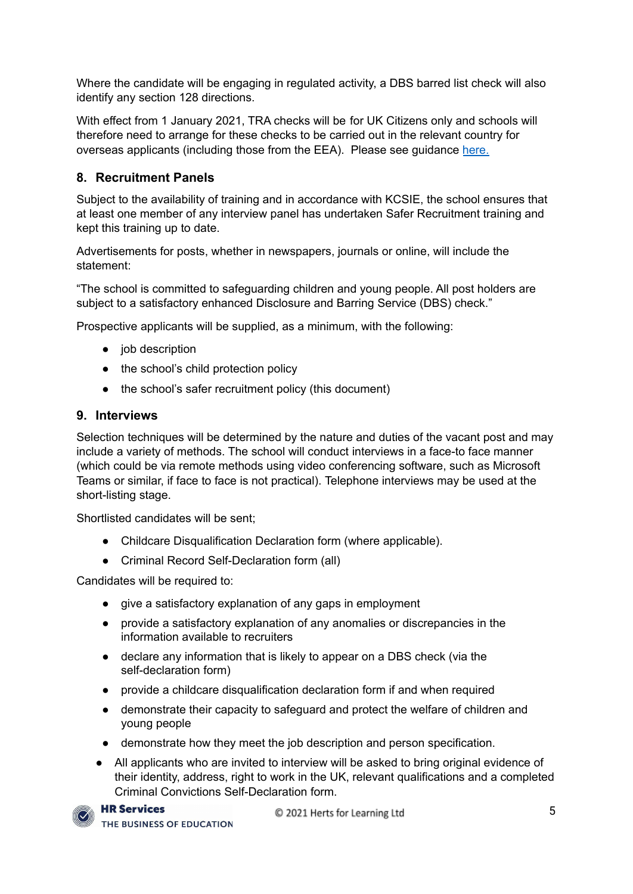Where the candidate will be engaging in regulated activity, a DBS barred list check will also identify any section 128 directions.

With effect from 1 January 2021, TRA checks will be for UK Citizens only and schools will therefore need to arrange for these checks to be carried out in the relevant country for overseas applicants (including those from the EEA). Please see guidance [here.]()

## 8. Recruitment Panels

Subject to the availability of training and in accordance with KCSIE, the school ensures that at least one member of any interview panel has undertaken Safer Recruitment training and kept this training up to date.

Advertisements for posts, whether in newspapers, journals or online, will include the statement:

"The school is committed to safeguarding children and young people. All post holders are subject to a satisfactory enhanced Disclosure and Barring Service (DBS) check."

Prospective applicants will be supplied, as a minimum, with the following:

- job description
- the school's child protection policy
- the school's safer recruitment policy (this document)

## 9. Interviews

Selection techniques will be determined by the nature and duties of the vacant post and may include a variety of methods. The school will conduct interviews in a face-to face manner (which could be via remote methods using video conferencing software, such as Microsoft Teams or similar, if face to face is not practical). Telephone interviews may be used at the short-listing stage.

Shortlisted candidates will be sent;

- Childcare Disqualification Declaration form (where applicable).
- Criminal Record Self-Declaration form (all)

Candidates will be required to:

- give a satisfactory explanation of any gaps in employment
- provide a satisfactory explanation of any anomalies or discrepancies in the information available to recruiters
- declare any information that is likely to appear on a DBS check (via the self-declaration form)
- provide a childcare disqualification declaration form if and when required
- demonstrate their capacity to safeguard and protect the welfare of children and young people
- demonstrate how they meet the job description and person specification.

- All applicants who are invited to interview will be asked to bring original evidence of their identity, address, right to work in the UK, relevant qualifications and a completed Criminal Convictions Self-Declaration form.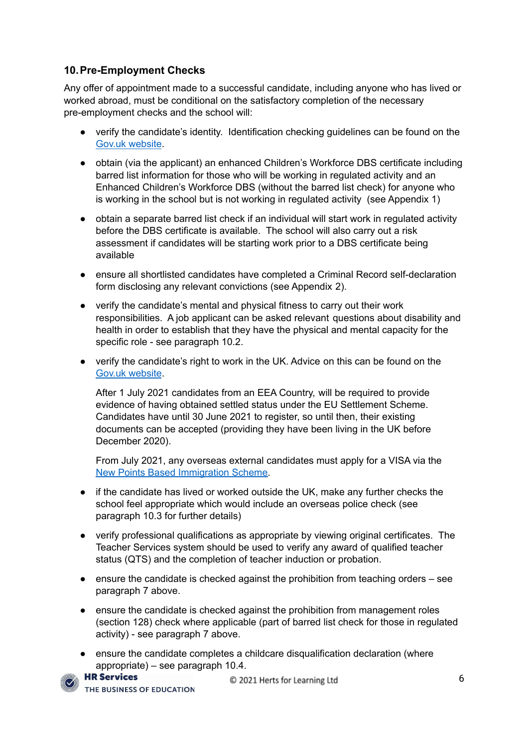## 10. Pre-Employment Checks

Any offer of appointment made to a successful candidate, including anyone who has lived or worked abroad, must be conditional on the satisfactory completion of the necessary pre-employment checks and the school will:

- verify the candidate's identity. Identification checking guidelines can be found on the Gov.uk website.
- obtain (via the applicant) an enhanced Children's Workforce DBS certificate including barred list information for those who will be working in regulated activity and an Enhanced Children's Workforce DBS (without the barred list check) for anyone who is working in the school but is not working in regulated activity (see Appendix 1)
- obtain a separate barred list check if an individual will start work in regulated activity before the DBS certificate is available. The school will also carry out a risk assessment if candidates will be starting work prior to a DBS certificate being available
- ensure all shortlisted candidates have completed a Criminal Record self-declaration form disclosing any relevant convictions (see Appendix 2).
- verify the candidate's mental and physical fitness to carry out their work responsibilities. A job applicant can be asked relevant questions about disability and health in order to establish that they have the physical and mental capacity for the specific role - see paragraph 10.2.
- verify the candidate's right to work in the UK. Advice on this can be found on the Gov.uk website.

  After 1 July 2021 candidates from an EEA Country, will be required to provide evidence of having obtained settled status under the EU Settlement Scheme. Candidates have until 30 June 2021 to register, so until then, their existing documents can be accepted (providing they have been living in the UK before December 2020).

  From July 2021, any overseas external candidates must apply for a VISA via the New Points Based Immigration Scheme.

- if the candidate has lived or worked outside the UK, make any further checks the school feel appropriate which would include an overseas police check (see paragraph 10.3 for further details)
- verify professional qualifications as appropriate by viewing original certificates. The Teacher Services system should be used to verify any award of qualified teacher status (QTS) and the completion of teacher induction or probation.
- ensure the candidate is checked against the prohibition from teaching orders – see paragraph 7 above.
- ensure the candidate is checked against the prohibition from management roles (section 128) check where applicable (part of barred list check for those in regulated activity) - see paragraph 7 above.
- ensure the candidate completes a childcare disqualification declaration (where appropriate) – see paragraph 10.4.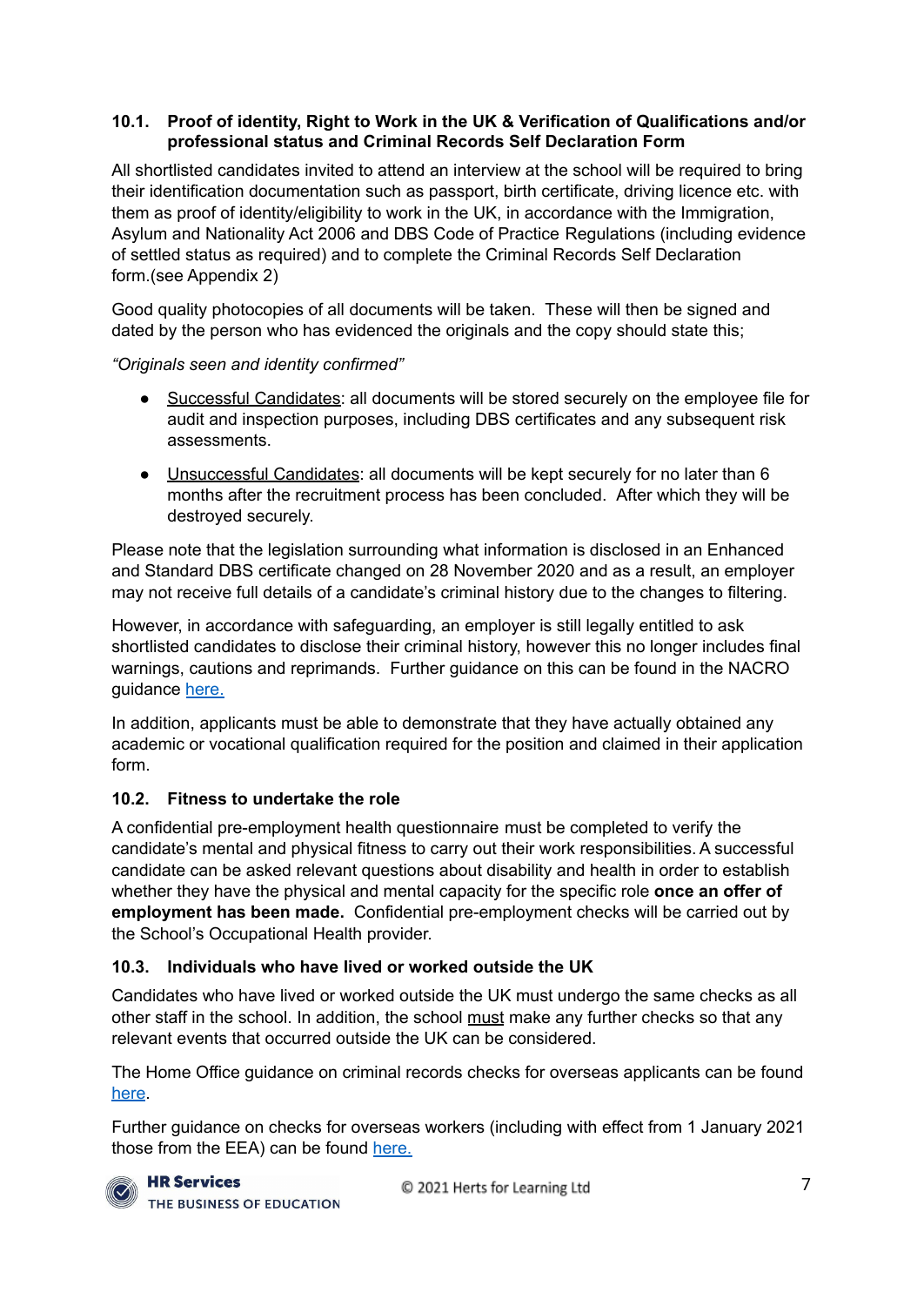### 10.1. Proof of identity, Right to Work in the UK & Verification of Qualifications and/or professional status and Criminal Records Self Declaration Form

All shortlisted candidates invited to attend an interview at the school will be required to bring their identification documentation such as passport, birth certificate, driving licence etc. with them as proof of identity/eligibility to work in the UK, in accordance with the Immigration, Asylum and Nationality Act 2006 and DBS Code of Practice Regulations (including evidence of settled status as required) and to complete the Criminal Records Self Declaration form.(see Appendix 2)

Good quality photocopies of all documents will be taken. These will then be signed and dated by the person who has evidenced the originals and the copy should state this;

*"Originals seen and identity confirmed"*

- Successful Candidates: all documents will be stored securely on the employee file for audit and inspection purposes, including DBS certificates and any subsequent risk assessments.
- Unsuccessful Candidates: all documents will be kept securely for no later than 6 months after the recruitment process has been concluded. After which they will be destroyed securely.

Please note that the legislation surrounding what information is disclosed in an Enhanced and Standard DBS certificate changed on 28 November 2020 and as a result, an employer may not receive full details of a candidate's criminal history due to the changes to filtering.

However, in accordance with safeguarding, an employer is still legally entitled to ask shortlisted candidates to disclose their criminal history, however this no longer includes final warnings, cautions and reprimands. Further guidance on this can be found in the NACRO guidance here.

In addition, applicants must be able to demonstrate that they have actually obtained any academic or vocational qualification required for the position and claimed in their application form.

### 10.2. Fitness to undertake the role

A confidential pre-employment health questionnaire must be completed to verify the candidate's mental and physical fitness to carry out their work responsibilities. A successful candidate can be asked relevant questions about disability and health in order to establish whether they have the physical and mental capacity for the specific role **once an offer of employment has been made.** Confidential pre-employment checks will be carried out by the School's Occupational Health provider.

### 10.3. Individuals who have lived or worked outside the UK

Candidates who have lived or worked outside the UK must undergo the same checks as all other staff in the school. In addition, the school must make any further checks so that any relevant events that occurred outside the UK can be considered.

The Home Office guidance on criminal records checks for overseas applicants can be found here.

Further guidance on checks for overseas workers (including with effect from 1 January 2021 those from the EEA) can be found here.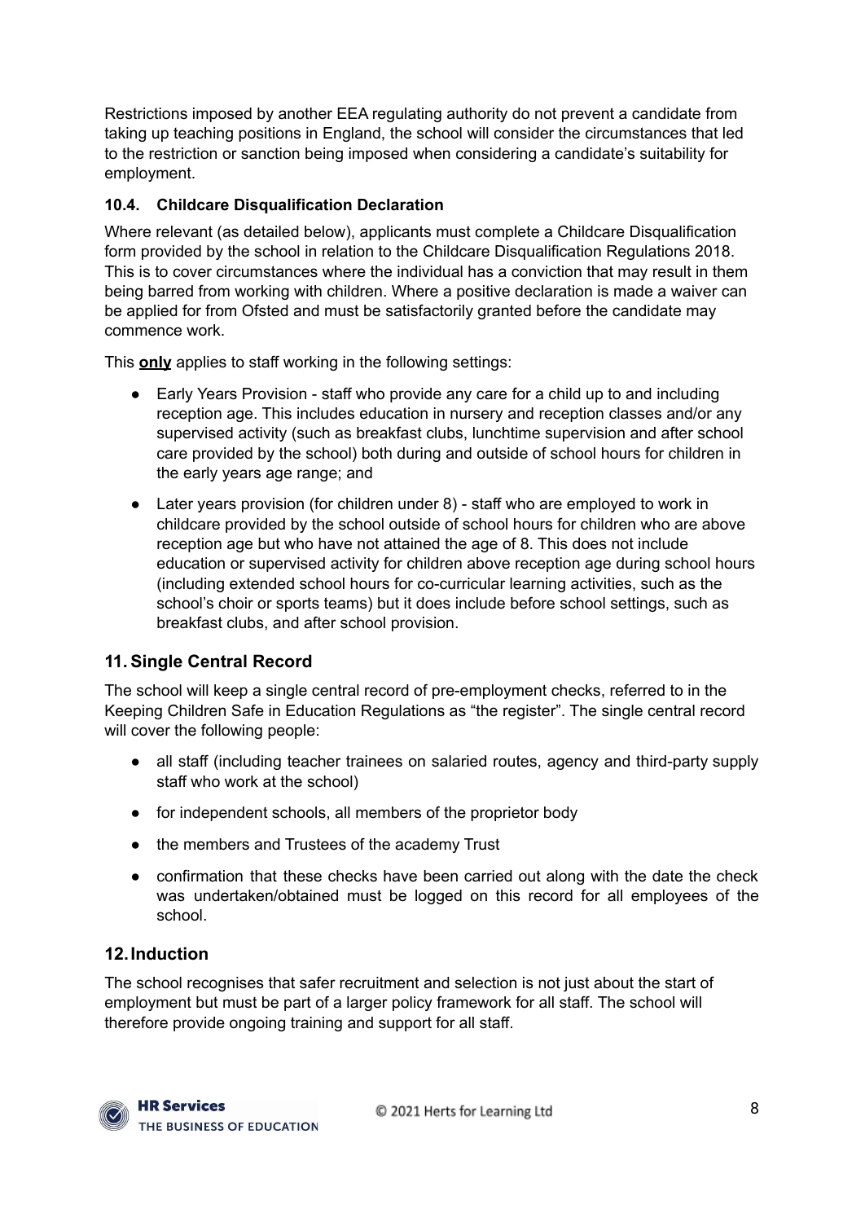Restrictions imposed by another EEA regulating authority do not prevent a candidate from taking up teaching positions in England, the school will consider the circumstances that led to the restriction or sanction being imposed when considering a candidate's suitability for employment.

### 10.4. Childcare Disqualification Declaration

Where relevant (as detailed below), applicants must complete a Childcare Disqualification form provided by the school in relation to the Childcare Disqualification Regulations 2018. This is to cover circumstances where the individual has a conviction that may result in them being barred from working with children. Where a positive declaration is made a waiver can be applied for from Ofsted and must be satisfactorily granted before the candidate may commence work.

This **only** applies to staff working in the following settings:

- Early Years Provision - staff who provide any care for a child up to and including reception age. This includes education in nursery and reception classes and/or any supervised activity (such as breakfast clubs, lunchtime supervision and after school care provided by the school) both during and outside of school hours for children in the early years age range; and
- Later years provision (for children under 8) - staff who are employed to work in childcare provided by the school outside of school hours for children who are above reception age but who have not attained the age of 8. This does not include education or supervised activity for children above reception age during school hours (including extended school hours for co-curricular learning activities, such as the school's choir or sports teams) but it does include before school settings, such as breakfast clubs, and after school provision.

## 11. Single Central Record

The school will keep a single central record of pre-employment checks, referred to in the Keeping Children Safe in Education Regulations as "the register". The single central record will cover the following people:

- all staff (including teacher trainees on salaried routes, agency and third-party supply staff who work at the school)
- for independent schools, all members of the proprietor body
- the members and Trustees of the academy Trust
- confirmation that these checks have been carried out along with the date the check was undertaken/obtained must be logged on this record for all employees of the school.

## 12. Induction

The school recognises that safer recruitment and selection is not just about the start of employment but must be part of a larger policy framework for all staff. The school will therefore provide ongoing training and support for all staff.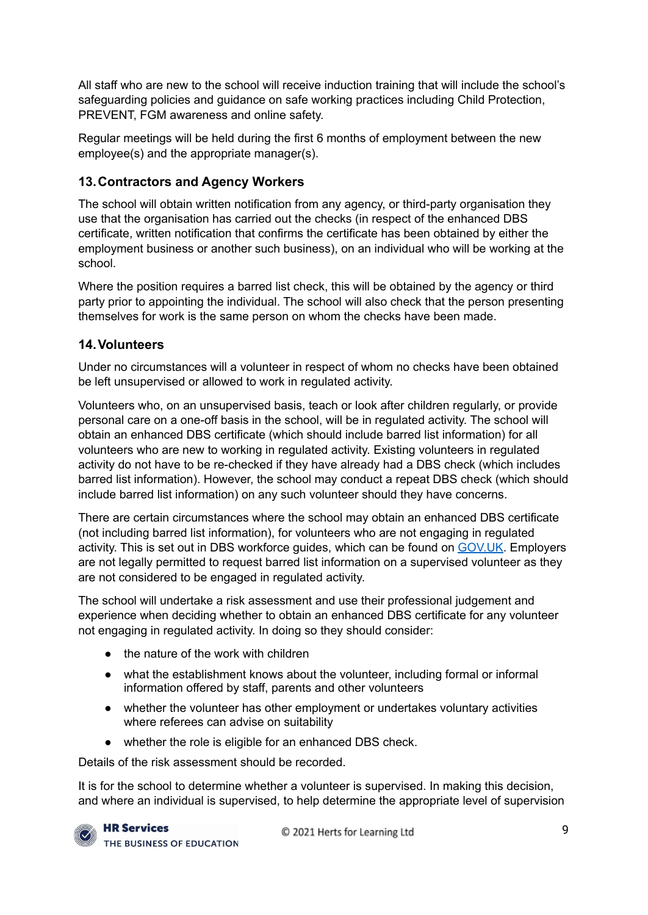All staff who are new to the school will receive induction training that will include the school's safeguarding policies and guidance on safe working practices including Child Protection, PREVENT, FGM awareness and online safety.

Regular meetings will be held during the first 6 months of employment between the new employee(s) and the appropriate manager(s).

## 13. Contractors and Agency Workers

The school will obtain written notification from any agency, or third-party organisation they use that the organisation has carried out the checks (in respect of the enhanced DBS certificate, written notification that confirms the certificate has been obtained by either the employment business or another such business), on an individual who will be working at the school.

Where the position requires a barred list check, this will be obtained by the agency or third party prior to appointing the individual. The school will also check that the person presenting themselves for work is the same person on whom the checks have been made.

## 14. Volunteers

Under no circumstances will a volunteer in respect of whom no checks have been obtained be left unsupervised or allowed to work in regulated activity.

Volunteers who, on an unsupervised basis, teach or look after children regularly, or provide personal care on a one-off basis in the school, will be in regulated activity. The school will obtain an enhanced DBS certificate (which should include barred list information) for all volunteers who are new to working in regulated activity. Existing volunteers in regulated activity do not have to be re-checked if they have already had a DBS check (which includes barred list information). However, the school may conduct a repeat DBS check (which should include barred list information) on any such volunteer should they have concerns.

There are certain circumstances where the school may obtain an enhanced DBS certificate (not including barred list information), for volunteers who are not engaging in regulated activity. This is set out in DBS workforce guides, which can be found on [GOV.UK](GOV.UK). Employers are not legally permitted to request barred list information on a supervised volunteer as they are not considered to be engaged in regulated activity.

The school will undertake a risk assessment and use their professional judgement and experience when deciding whether to obtain an enhanced DBS certificate for any volunteer not engaging in regulated activity. In doing so they should consider:

- the nature of the work with children
- what the establishment knows about the volunteer, including formal or informal information offered by staff, parents and other volunteers
- whether the volunteer has other employment or undertakes voluntary activities where referees can advise on suitability
- whether the role is eligible for an enhanced DBS check.

Details of the risk assessment should be recorded.

It is for the school to determine whether a volunteer is supervised. In making this decision, and where an individual is supervised, to help determine the appropriate level of supervision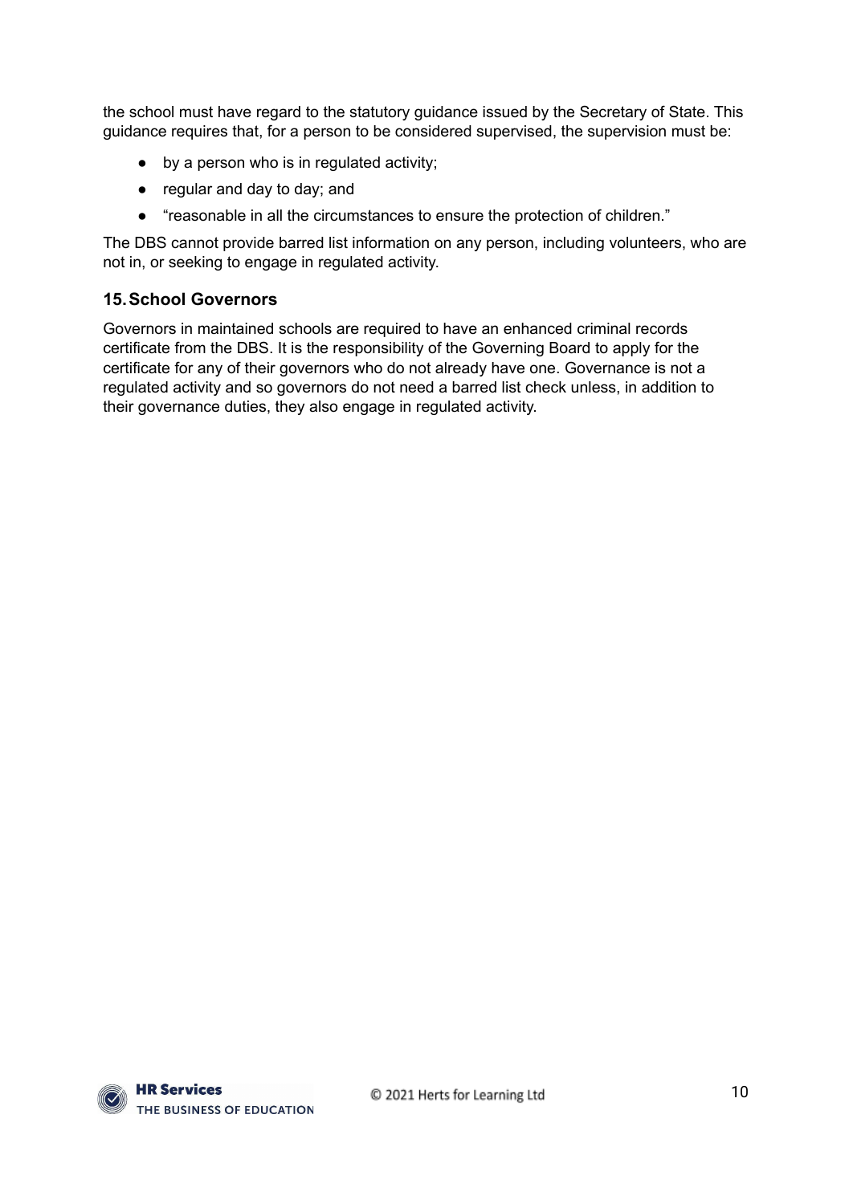the school must have regard to the statutory guidance issued by the Secretary of State. This guidance requires that, for a person to be considered supervised, the supervision must be:

- by a person who is in regulated activity;
- regular and day to day; and
- "reasonable in all the circumstances to ensure the protection of children."

The DBS cannot provide barred list information on any person, including volunteers, who are not in, or seeking to engage in regulated activity.

## 15. School Governors

Governors in maintained schools are required to have an enhanced criminal records certificate from the DBS. It is the responsibility of the Governing Board to apply for the certificate for any of their governors who do not already have one. Governance is not a regulated activity and so governors do not need a barred list check unless, in addition to their governance duties, they also engage in regulated activity.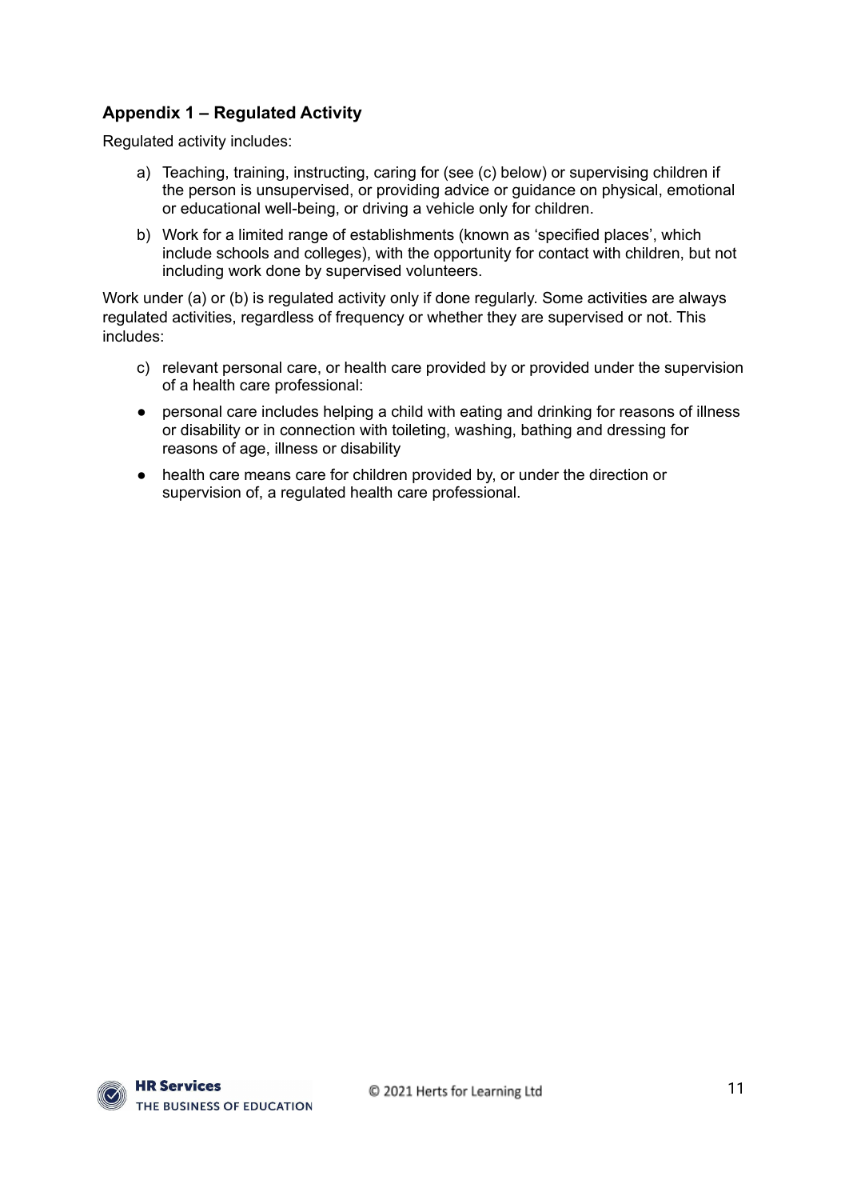### Appendix 1 – Regulated Activity

Regulated activity includes:

a) Teaching, training, instructing, caring for (see (c) below) or supervising children if the person is unsupervised, or providing advice or guidance on physical, emotional or educational well-being, or driving a vehicle only for children.

b) Work for a limited range of establishments (known as 'specified places', which include schools and colleges), with the opportunity for contact with children, but not including work done by supervised volunteers.

Work under (a) or (b) is regulated activity only if done regularly. Some activities are always regulated activities, regardless of frequency or whether they are supervised or not. This includes:

c) relevant personal care, or health care provided by or provided under the supervision of a health care professional:

- personal care includes helping a child with eating and drinking for reasons of illness or disability or in connection with toileting, washing, bathing and dressing for reasons of age, illness or disability
- health care means care for children provided by, or under the direction or supervision of, a regulated health care professional.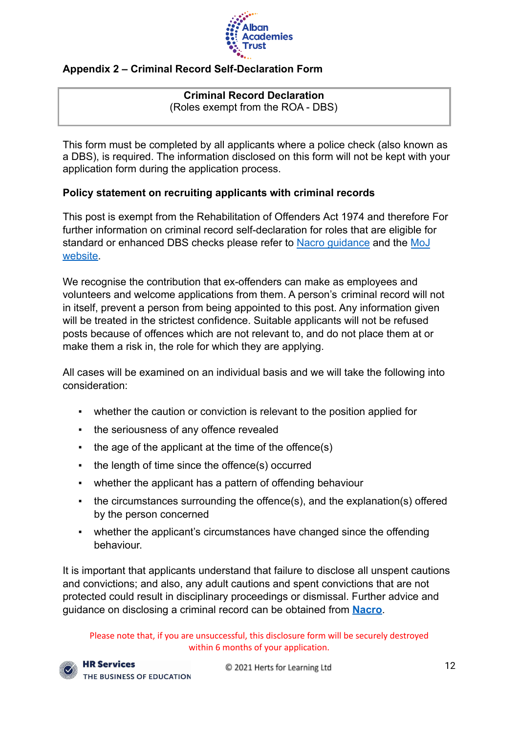## Appendix 2 – Criminal Record Self-Declaration Form

**Criminal Record Declaration**
(Roles exempt from the ROA - DBS)

This form must be completed by all applicants where a police check (also known as a DBS), is required. The information disclosed on this form will not be kept with your application form during the application process.

**Policy statement on recruiting applicants with criminal records**

This post is exempt from the Rehabilitation of Offenders Act 1974 and therefore For further information on criminal record self-declaration for roles that are eligible for standard or enhanced DBS checks please refer to Nacro guidance and the MoJ website.

We recognise the contribution that ex-offenders can make as employees and volunteers and welcome applications from them. A person's criminal record will not in itself, prevent a person from being appointed to this post. Any information given will be treated in the strictest confidence. Suitable applicants will not be refused posts because of offences which are not relevant to, and do not place them at or make them a risk in, the role for which they are applying.

All cases will be examined on an individual basis and we will take the following into consideration:

- whether the caution or conviction is relevant to the position applied for
- the seriousness of any offence revealed
- the age of the applicant at the time of the offence(s)
- the length of time since the offence(s) occurred
- whether the applicant has a pattern of offending behaviour
- the circumstances surrounding the offence(s), and the explanation(s) offered by the person concerned
- whether the applicant's circumstances have changed since the offending behaviour.

It is important that applicants understand that failure to disclose all unspent cautions and convictions; and also, any adult cautions and spent convictions that are not protected could result in disciplinary proceedings or dismissal. Further advice and guidance on disclosing a criminal record can be obtained from **Nacro**.

Please note that, if you are unsuccessful, this disclosure form will be securely destroyed within 6 months of your application.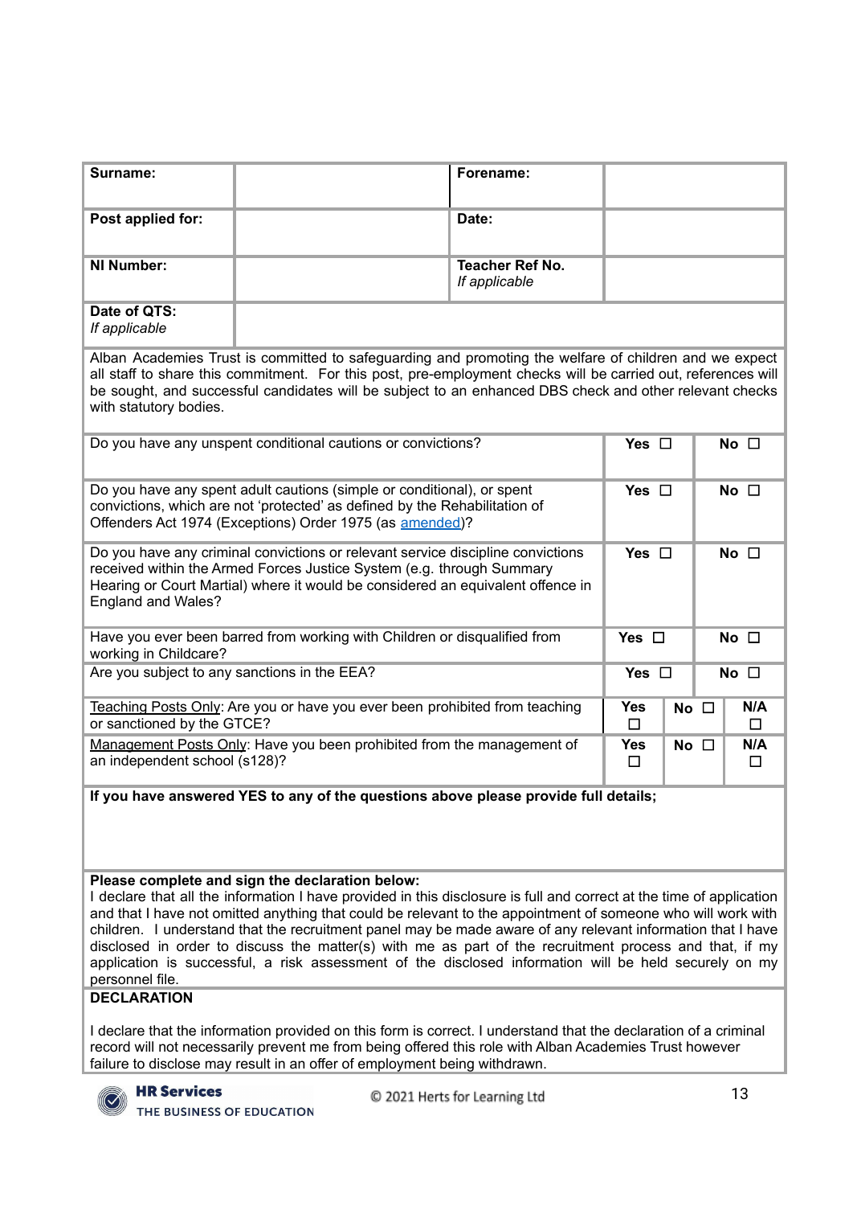| Surname: | | Forename: | |
|---|---|---|---|
| **Post applied for:** | | **Date:** | |
| **NI Number:** | | **Teacher Ref No.** *If applicable* | |
| **Date of QTS:** *If applicable* | | | |

Alban Academies Trust is committed to safeguarding and promoting the welfare of children and we expect all staff to share this commitment. For this post, pre-employment checks will be carried out, references will be sought, and successful candidates will be subject to an enhanced DBS check and other relevant checks with statutory bodies.

| Question | | | |
|---|---|---|---|
| Do you have any unspent conditional cautions or convictions? | **Yes** ☐ | | **No** ☐ |
| Do you have any spent adult cautions (simple or conditional), or spent convictions, which are not 'protected' as defined by the Rehabilitation of Offenders Act 1974 (Exceptions) Order 1975 (as amended)? | **Yes** ☐ | | **No** ☐ |
| Do you have any criminal convictions or relevant service discipline convictions received within the Armed Forces Justice System (e.g. through Summary Hearing or Court Martial) where it would be considered an equivalent offence in England and Wales? | **Yes** ☐ | | **No** ☐ |
| Have you ever been barred from working with Children or disqualified from working in Childcare? | **Yes** ☐ | | **No** ☐ |
| Are you subject to any sanctions in the EEA? | **Yes** ☐ | | **No** ☐ |
| Teaching Posts Only: Are you or have you ever been prohibited from teaching or sanctioned by the GTCE? | **Yes** ☐ | **No** ☐ | **N/A** ☐ |
| Management Posts Only: Have you been prohibited from the management of an independent school (s128)? | **Yes** ☐ | **No** ☐ | **N/A** ☐ |

**If you have answered YES to any of the questions above please provide full details;**

**Please complete and sign the declaration below:**

I declare that all the information I have provided in this disclosure is full and correct at the time of application and that I have not omitted anything that could be relevant to the appointment of someone who will work with children. I understand that the recruitment panel may be made aware of any relevant information that I have disclosed in order to discuss the matter(s) with me as part of the recruitment process and that, if my application is successful, a risk assessment of the disclosed information will be held securely on my personnel file.

**DECLARATION**

I declare that the information provided on this form is correct. I understand that the declaration of a criminal record will not necessarily prevent me from being offered this role with Alban Academies Trust however failure to disclose may result in an offer of employment being withdrawn.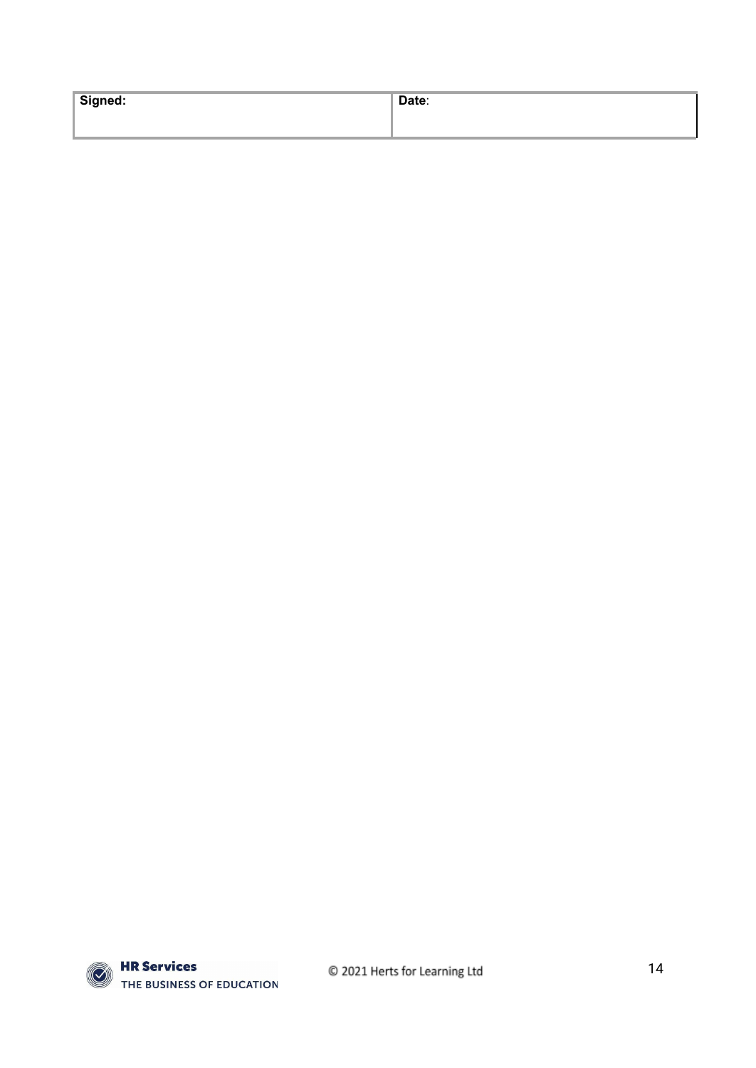| **Signed:** | **Date**: |
| --- | --- |
| | |